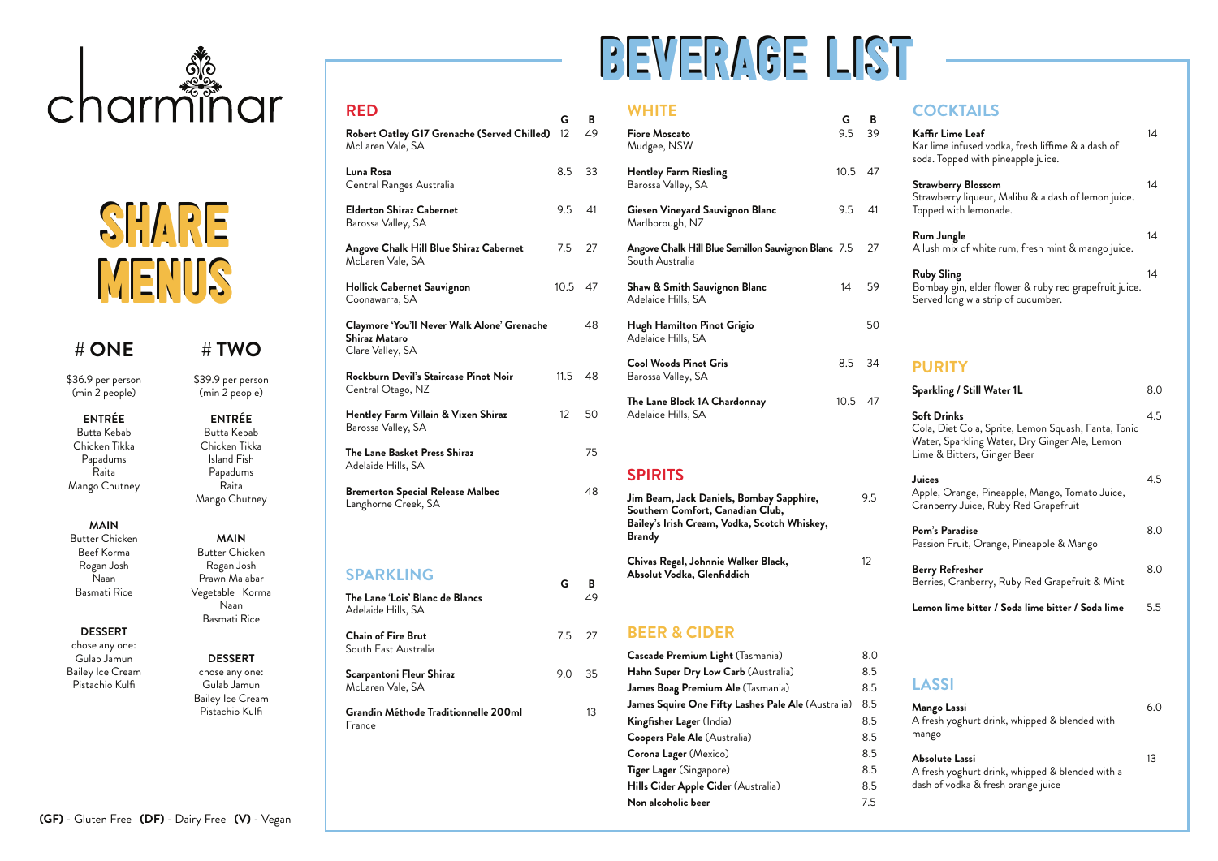charminar

# SHARE MENUS

## # ONE

$36.9 per person
(min 2 people)

**ENTRÉE**
Butta Kebab
Chicken Tikka
Papadums
Raita
Mango Chutney

**MAIN**
Butter Chicken
Beef Korma
Rogan Josh
Naan
Basmati Rice

**DESSERT**
chose any one:
Gulab Jamun
Bailey Ice Cream
Pistachio Kulfi

## # TWO

$39.9 per person
(min 2 people)

**ENTRÉE**
Butta Kebab
Chicken Tikka
Island Fish
Papadums
Raita
Mango Chutney

**MAIN**
Butter Chicken
Rogan Josh
Prawn Malabar
Vegetable Korma
Naan
Basmati Rice

**DESSERT**
chose any one:
Gulab Jamun
Bailey Ice Cream
Pistachio Kulfi

**(GF)** - Gluten Free **(DF)** - Dairy Free **(V)** - Vegan

# BEVERAGE LIST

## RED

| | G | B |
|---|---|---|
| **Robert Oatley G17 Grenache (Served Chilled)** McLaren Vale, SA | 12 | 49 |
| **Luna Rosa** Central Ranges Australia | 8.5 | 33 |
| **Elderton Shiraz Cabernet** Barossa Valley, SA | 9.5 | 41 |
| **Angove Chalk Hill Blue Shiraz Cabernet** McLaren Vale, SA | 7.5 | 27 |
| **Hollick Cabernet Sauvignon** Coonawarra, SA | 10.5 | 47 |
| **Claymore 'You'll Never Walk Alone' Grenache Shiraz Mataro** Clare Valley, SA | | 48 |
| **Rockburn Devil's Staircase Pinot Noir** Central Otago, NZ | 11.5 | 48 |
| **Hentley Farm Villain & Vixen Shiraz** Barossa Valley, SA | 12 | 50 |
| **The Lane Basket Press Shiraz** Adelaide Hills, SA | | 75 |
| **Bremerton Special Release Malbec** Langhorne Creek, SA | | 48 |

## SPARKLING

| | G | B |
|---|---|---|
| **The Lane 'Lois' Blanc de Blancs** Adelaide Hills, SA | | 49 |
| **Chain of Fire Brut** South East Australia | 7.5 | 27 |
| **Scarpantoni Fleur Shiraz** McLaren Vale, SA | 9.0 | 35 |
| **Grandin Méthode Traditionnelle 200ml** France | | 13 |

## WHITE

| | G | B |
|---|---|---|
| **Fiore Moscato** Mudgee, NSW | 9.5 | 39 |
| **Hentley Farm Riesling** Barossa Valley, SA | 10.5 | 47 |
| **Giesen Vineyard Sauvignon Blanc** Marlborough, NZ | 9.5 | 41 |
| **Angove Chalk Hill Blue Semillon Sauvignon Blanc** South Australia | 7.5 | 27 |
| **Shaw & Smith Sauvignon Blanc** Adelaide Hills, SA | 14 | 59 |
| **Hugh Hamilton Pinot Grigio** Adelaide Hills, SA | | 50 |
| **Cool Woods Pinot Gris** Barossa Valley, SA | 8.5 | 34 |
| **The Lane Block 1A Chardonnay** Adelaide Hills, SA | 10.5 | 47 |

## SPIRITS

| | |
|---|---|
| **Jim Beam, Jack Daniels, Bombay Sapphire, Southern Comfort, Canadian Club, Bailey's Irish Cream, Vodka, Scotch Whiskey, Brandy** | 9.5 |
| **Chivas Regal, Johnnie Walker Black, Absolut Vodka, Glenfiddich** | 12 |

## BEER & CIDER

| | |
|---|---|
| **Cascade Premium Light** (Tasmania) | 8.0 |
| **Hahn Super Dry Low Carb** (Australia) | 8.5 |
| **James Boag Premium Ale** (Tasmania) | 8.5 |
| **James Squire One Fifty Lashes Pale Ale** (Australia) | 8.5 |
| **Kingfisher Lager** (India) | 8.5 |
| **Coopers Pale Ale** (Australia) | 8.5 |
| **Corona Lager** (Mexico) | 8.5 |
| **Tiger Lager** (Singapore) | 8.5 |
| **Hills Cider Apple Cider** (Australia) | 8.5 |
| **Non alcoholic beer** | 7.5 |

## COCKTAILS

| | |
|---|---|
| **Kaffir Lime Leaf** Kar lime infused vodka, fresh liffime & a dash of soda. Topped with pineapple juice. | 14 |
| **Strawberry Blossom** Strawberry liqueur, Malibu & a dash of lemon juice. Topped with lemonade. | 14 |
| **Rum Jungle** A lush mix of white rum, fresh mint & mango juice. | 14 |
| **Ruby Sling** Bombay gin, elder flower & ruby red grapefruit juice. Served long w a strip of cucumber. | 14 |

## PURITY

| | |
|---|---|
| **Sparkling / Still Water 1L** | 8.0 |
| **Soft Drinks** Cola, Diet Cola, Sprite, Lemon Squash, Fanta, Tonic Water, Sparkling Water, Dry Ginger Ale, Lemon Lime & Bitters, Ginger Beer | 4.5 |
| **Juices** Apple, Orange, Pineapple, Mango, Tomato Juice, Cranberry Juice, Ruby Red Grapefruit | 4.5 |
| **Pom's Paradise** Passion Fruit, Orange, Pineapple & Mango | 8.0 |
| **Berry Refresher** Berries, Cranberry, Ruby Red Grapefruit & Mint | 8.0 |
| **Lemon lime bitter / Soda lime bitter / Soda lime** | 5.5 |

## LASSI

| | |
|---|---|
| **Mango Lassi** A fresh yoghurt drink, whipped & blended with mango | 6.0 |
| **Absolute Lassi** A fresh yoghurt drink, whipped & blended with a dash of vodka & fresh orange juice | 13 |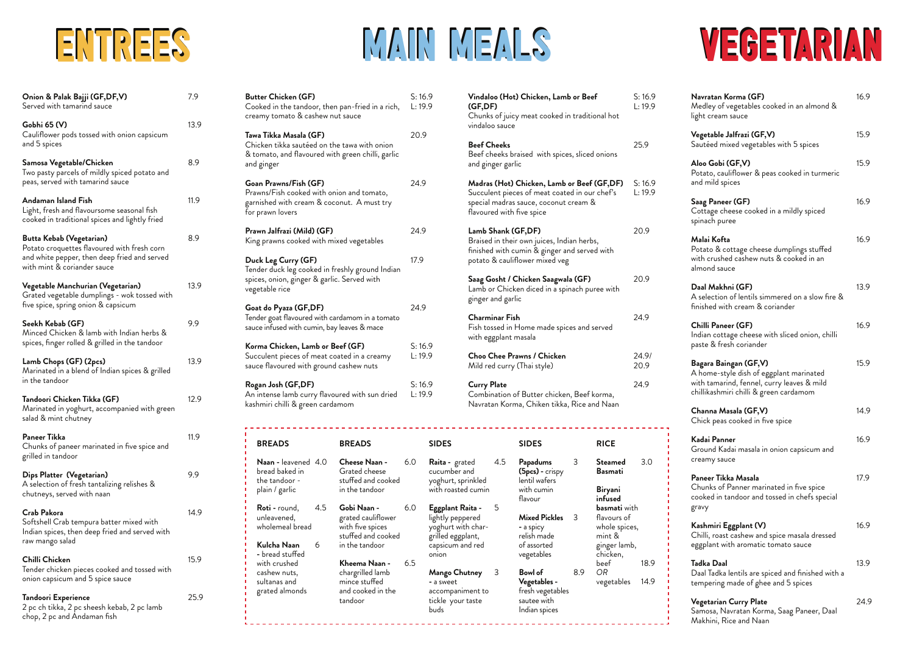# ENTREES

**Onion & Palak Bajji (GF,DF,V)** 7.9
Served with tamarind sauce

**Gobhi 65 (V)** 13.9
Cauliflower pods tossed with onion capsicum and 5 spices

**Samosa Vegetable/Chicken** 8.9
Two pasty parcels of mildly spiced potato and peas, served with tamarind sauce

**Andaman Island Fish** 11.9
Light, fresh and flavoursome seasonal fish cooked in traditional spices and lightly fried

**Butta Kebab (Vegetarian)** 8.9
Potato croquettes flavoured with fresh corn and white pepper, then deep fried and served with mint & coriander sauce

**Vegetable Manchurian (Vegetarian)** 13.9
Grated vegetable dumplings - wok tossed with five spice, spring onion & capsicum

**Seekh Kebab (GF)** 9.9
Minced Chicken & lamb with Indian herbs & spices, finger rolled & grilled in the tandoor

**Lamb Chops (GF) (2pcs)** 13.9
Marinated in a blend of Indian spices & grilled in the tandoor

**Tandoori Chicken Tikka (GF)** 12.9
Marinated in yoghurt, accompanied with green salad & mint chutney

**Paneer Tikka** 11.9
Chunks of paneer marinated in five spice and grilled in tandoor

**Dips Platter (Vegetarian)** 9.9
A selection of fresh tantalizing relishes & chutneys, served with naan

**Crab Pakora** 14.9
Softshell Crab tempura batter mixed with Indian spices, then deep fried and served with raw mango salad

**Chilli Chicken** 15.9
Tender chicken pieces cooked and tossed with onion capsicum and 5 spice sauce

**Tandoori Experience** 25.9
2 pc ch tikka, 2 pc sheesh kebab, 2 pc lamb chop, 2 pc and Andaman fish

# MAIN MEALS

**Butter Chicken (GF)** S: 16.9 L: 19.9
Cooked in the tandoor, then pan-fried in a rich, creamy tomato & cashew nut sauce

**Tawa Tikka Masala (GF)** 20.9
Chicken tikka sautéed on the tawa with onion & tomato, and flavoured with green chilli, garlic and ginger

**Goan Prawns/Fish (GF)** 24.9
Prawns/Fish cooked with onion and tomato, garnished with cream & coconut. A must try for prawn lovers

**Prawn Jalfrazi (Mild) (GF)** 24.9
King prawns cooked with mixed vegetables

**Duck Leg Curry (GF)** 17.9
Tender duck leg cooked in freshly ground Indian spices, onion, ginger & garlic. Served with vegetable rice

**Goat do Pyaza (GF,DF)** 24.9
Tender goat flavoured with cardamom in a tomato sauce infused with cumin, bay leaves & mace

**Korma Chicken, Lamb or Beef (GF)** S: 16.9 L: 19.9
Succulent pieces of meat coated in a creamy sauce flavoured with ground cashew nuts

**Rogan Josh (GF,DF)** S: 16.9 L: 19.9
An intense lamb curry flavoured with sun dried kashmiri chilli & green cardamom

**Vindaloo (Hot) Chicken, Lamb or Beef (GF,DF)** S: 16.9 L: 19.9
Chunks of juicy meat cooked in traditional hot vindaloo sauce

**Beef Cheeks** 25.9
Beef cheeks braised with spices, sliced onions and ginger garlic

**Madras (Hot) Chicken, Lamb or Beef (GF,DF)** S: 16.9 L: 19.9
Succulent pieces of meat coated in our chef's special madras sauce, coconut cream & flavoured with five spice

**Lamb Shank (GF,DF)** 20.9
Braised in their own juices, Indian herbs, finished with cumin & ginger and served with potato & cauliflower mixed veg

**Saag Gosht / Chicken Saagwala (GF)** 20.9
Lamb or Chicken diced in a spinach puree with ginger and garlic

**Charminar Fish** 24.9
Fish tossed in Home made spices and served with eggplant masala

**Choo Chee Prawns / Chicken** 24.9/ 20.9
Mild red curry (Thai style)

**Curry Plate** 24.9
Combination of Butter chicken, Beef korma, Navratan Korma, Chiken tikka, Rice and Naan

## BREADS

**Naan** - leavened bread baked in the tandoor - plain / garlic 4.0

**Roti** - round, unleavened, wholemeal bread 4.5

**Kulcha Naan** - bread stuffed with crushed cashew nuts, sultanas and grated almonds 6

**Cheese Naan** - Grated cheese stuffed and cooked in the tandoor 6.0

**Gobi Naan** - grated cauliflower with five spices stuffed and cooked in the tandoor 6.0

**Kheema Naan** - chargrilled lamb mince stuffed and cooked in the tandoor 6.5

## SIDES

**Raita** - grated cucumber and yoghurt, sprinkled with roasted cumin 4.5

**Eggplant Raita** - lightly peppered yoghurt with char-grilled eggplant, capsicum and red onion 5

**Mango Chutney** - a sweet accompaniment to tickle your taste buds 3

**Papadums (5pcs)** - crispy lentil wafers with cumin flavour 3

**Mixed Pickles** - a spicy relish made of assorted vegetables 3

**Bowl of Vegetables** - fresh vegetables sautee with Indian spices 8.9

## RICE

**Steamed Basmati** 3.0

**Biryani infused basmati** with flavours of whole spices, mint & ginger lamb, chicken, beef 18.9
*OR* vegetables 14.9

# VEGETARIAN

**Navratan Korma (GF)** 16.9
Medley of vegetables cooked in an almond & light cream sauce

**Vegetable Jalfrazi (GF,V)** 15.9
Sautéed mixed vegetables with 5 spices

**Aloo Gobi (GF,V)** 15.9
Potato, cauliflower & peas cooked in turmeric and mild spices

**Saag Paneer (GF)** 16.9
Cottage cheese cooked in a mildly spiced spinach puree

**Malai Kofta** 16.9
Potato & cottage cheese dumplings stuffed with crushed cashew nuts & cooked in an almond sauce

**Daal Makhni (GF)** 13.9
A selection of lentils simmered on a slow fire & finished with cream & coriander

**Chilli Paneer (GF)** 16.9
Indian cottage cheese with sliced onion, chilli paste & fresh coriander

**Bagara Baingan (GF,V)** 15.9
A home-style dish of eggplant marinated with tamarind, fennel, curry leaves & mild chillikashmiri chilli & green cardamom

**Channa Masala (GF,V)** 14.9
Chick peas cooked in five spice

**Kadai Panner** 16.9
Ground Kadai masala in onion capsicum and creamy sauce

**Paneer Tikka Masala** 17.9
Chunks of Panner marinated in five spice cooked in tandoor and tossed in chefs special gravy

**Kashmiri Eggplant (V)** 16.9
Chilli, roast cashew and spice masala dressed eggplant with aromatic tomato sauce

**Tadka Daal** 13.9
Daal Tadka lentils are spiced and finished with a tempering made of ghee and 5 spices

**Vegetarian Curry Plate** 24.9
Samosa, Navratan Korma, Saag Paneer, Daal Makhini, Rice and Naan